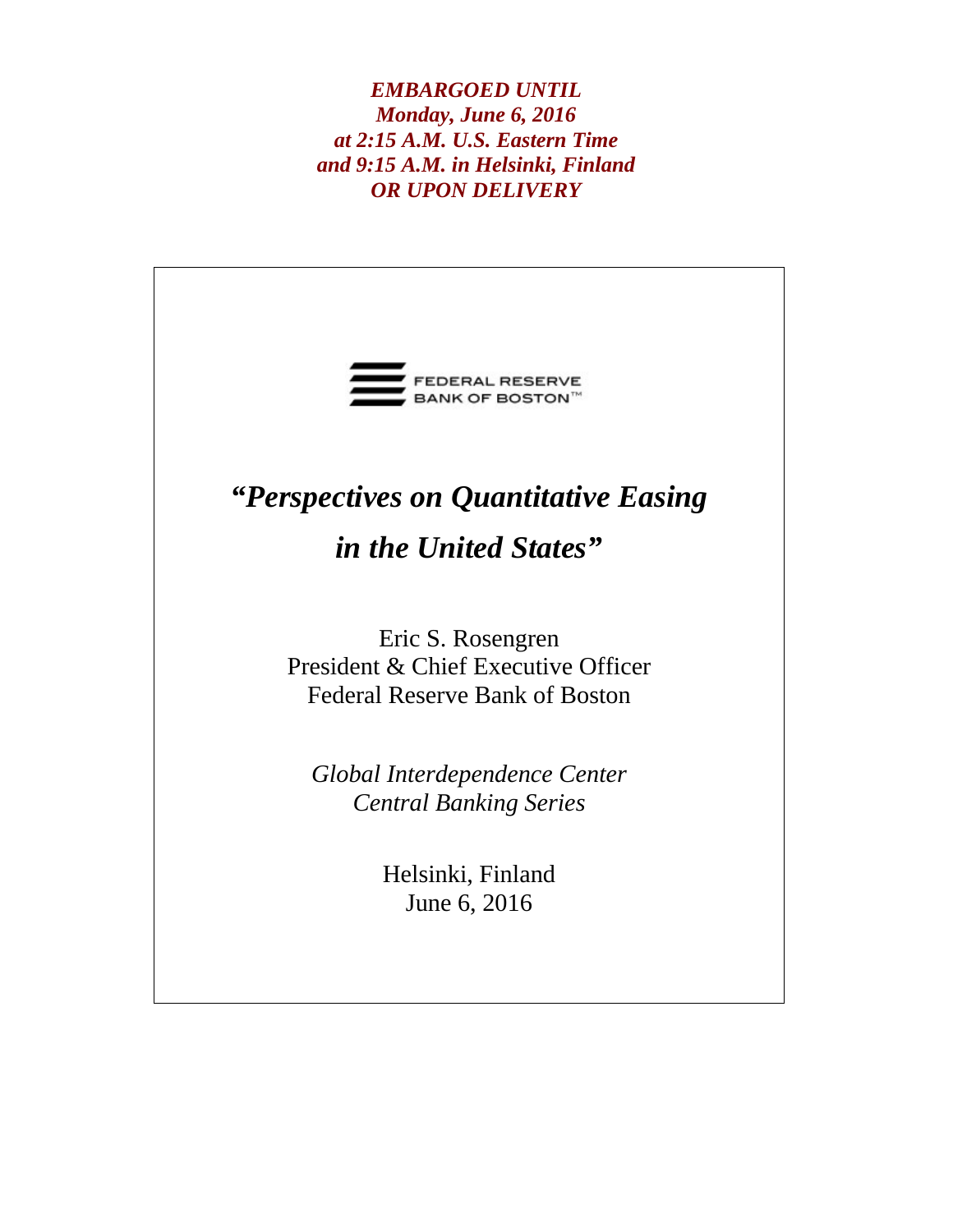***EMBARGOED UNTIL***
***Monday, June 6, 2016***
***at 2:15 A.M. U.S. Eastern Time***
***and 9:15 A.M. in Helsinki, Finland***
***OR UPON DELIVERY***

FEDERAL RESERVE BANK OF BOSTON™

# *"Perspectives on Quantitative Easing in the United States"*

Eric S. Rosengren
President & Chief Executive Officer
Federal Reserve Bank of Boston

*Global Interdependence Center*
*Central Banking Series*

Helsinki, Finland
June 6, 2016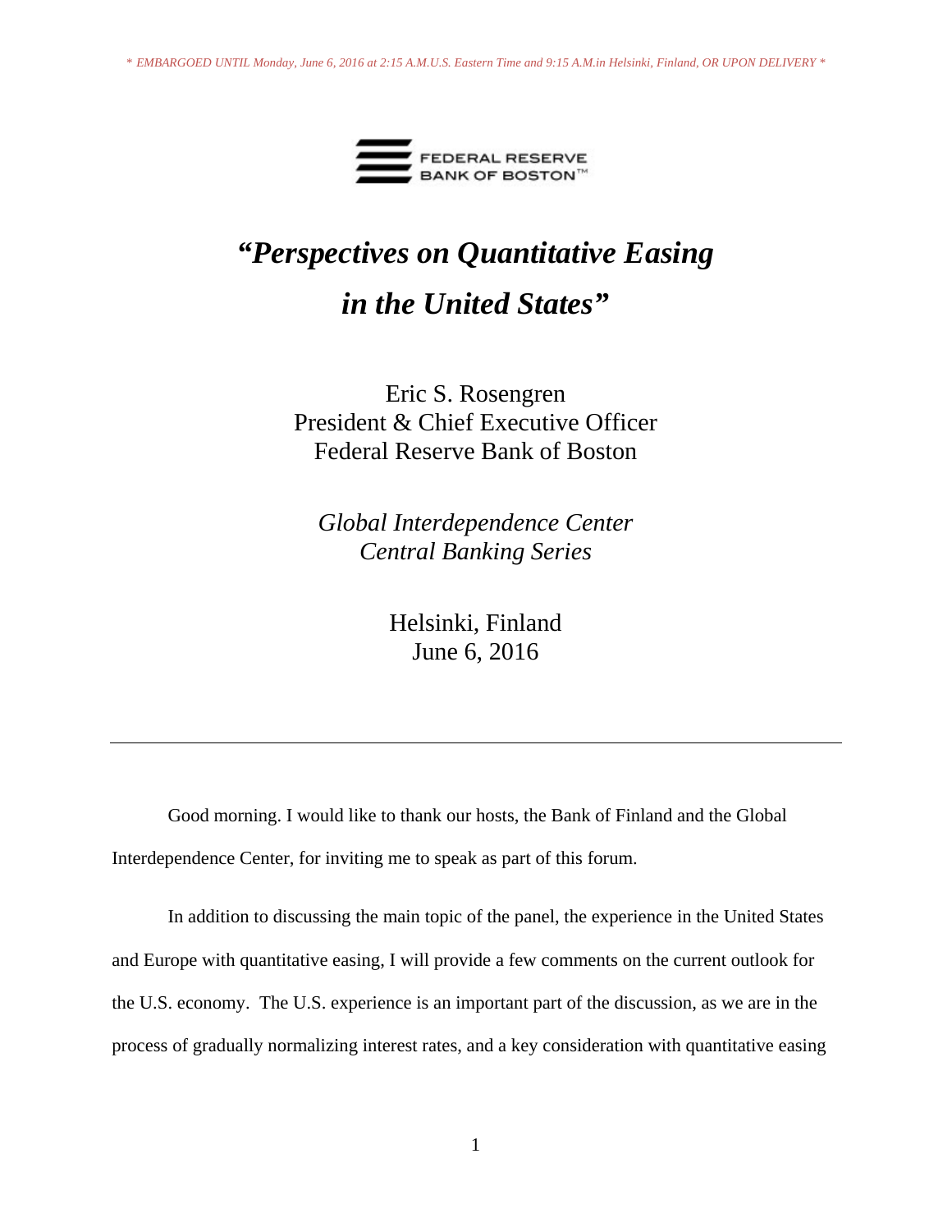\* EMBARGOED UNTIL Monday, June 6, 2016 at 2:15 A.M.U.S. Eastern Time and 9:15 A.M.in Helsinki, Finland, OR UPON DELIVERY \*

FEDERAL RESERVE BANK OF BOSTON™

# *"Perspectives on Quantitative Easing in the United States"*

Eric S. Rosengren
President & Chief Executive Officer
Federal Reserve Bank of Boston

*Global Interdependence Center*
*Central Banking Series*

Helsinki, Finland
June 6, 2016

---

Good morning. I would like to thank our hosts, the Bank of Finland and the Global Interdependence Center, for inviting me to speak as part of this forum.

In addition to discussing the main topic of the panel, the experience in the United States and Europe with quantitative easing, I will provide a few comments on the current outlook for the U.S. economy. The U.S. experience is an important part of the discussion, as we are in the process of gradually normalizing interest rates, and a key consideration with quantitative easing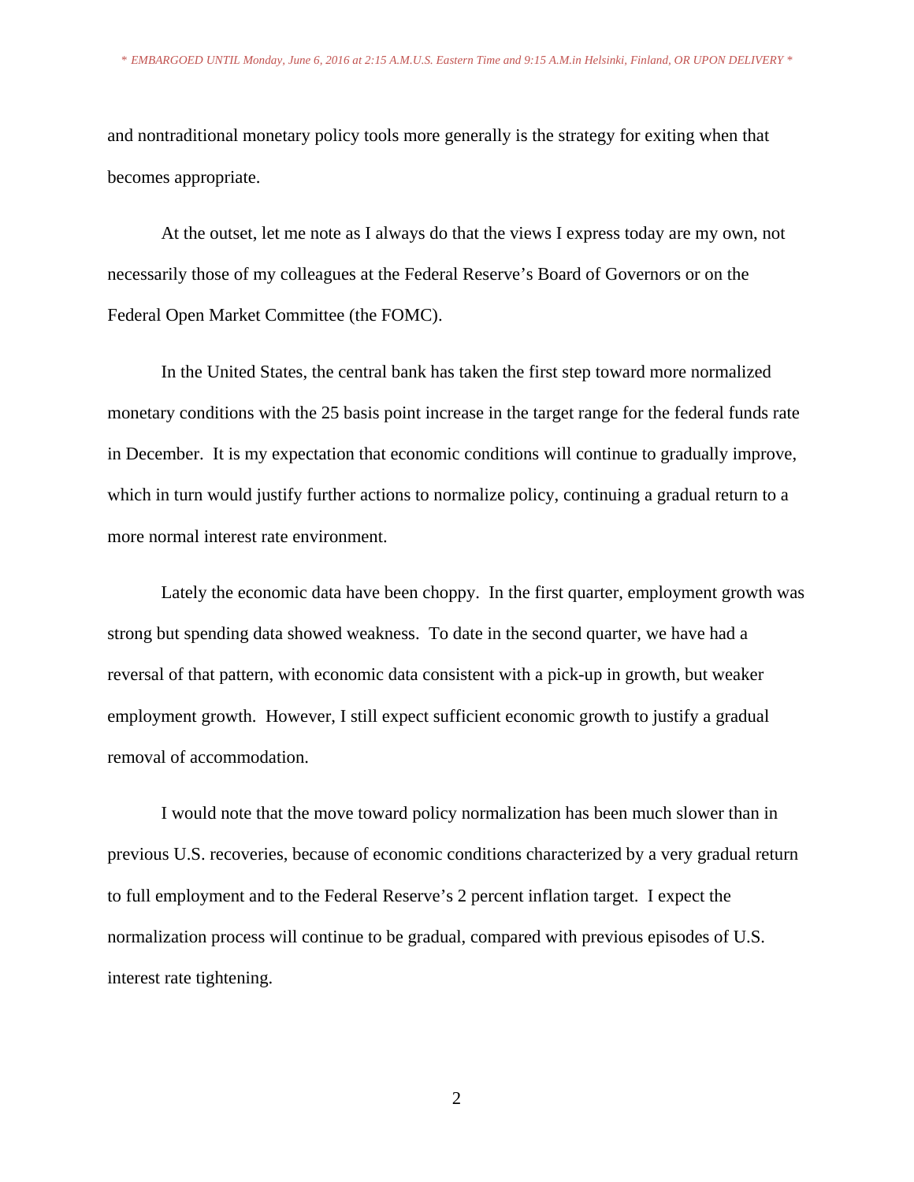and nontraditional monetary policy tools more generally is the strategy for exiting when that becomes appropriate.

At the outset, let me note as I always do that the views I express today are my own, not necessarily those of my colleagues at the Federal Reserve's Board of Governors or on the Federal Open Market Committee (the FOMC).

In the United States, the central bank has taken the first step toward more normalized monetary conditions with the 25 basis point increase in the target range for the federal funds rate in December. It is my expectation that economic conditions will continue to gradually improve, which in turn would justify further actions to normalize policy, continuing a gradual return to a more normal interest rate environment.

Lately the economic data have been choppy. In the first quarter, employment growth was strong but spending data showed weakness. To date in the second quarter, we have had a reversal of that pattern, with economic data consistent with a pick-up in growth, but weaker employment growth. However, I still expect sufficient economic growth to justify a gradual removal of accommodation.

I would note that the move toward policy normalization has been much slower than in previous U.S. recoveries, because of economic conditions characterized by a very gradual return to full employment and to the Federal Reserve's 2 percent inflation target. I expect the normalization process will continue to be gradual, compared with previous episodes of U.S. interest rate tightening.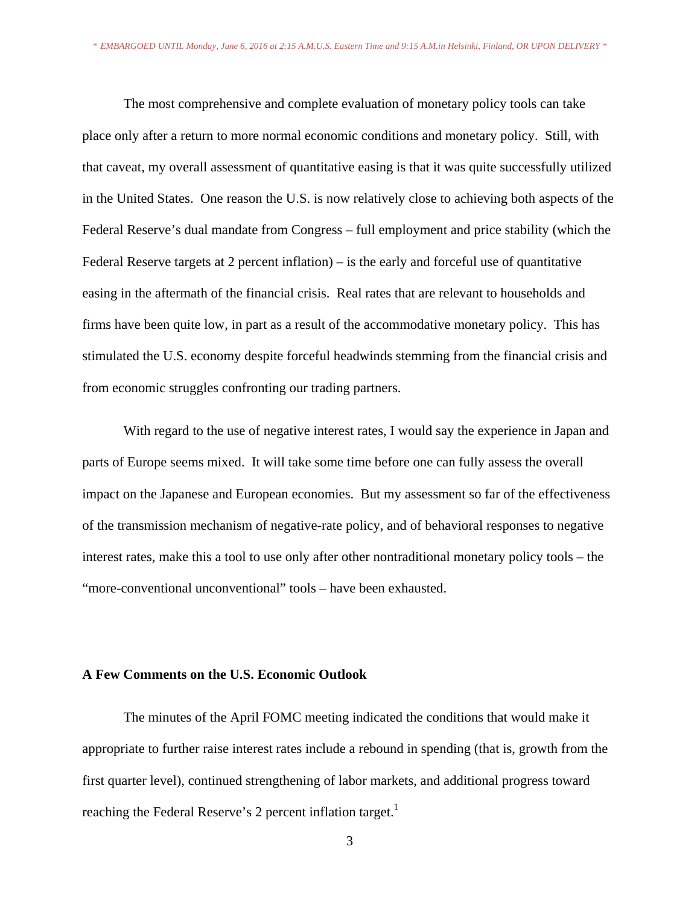The most comprehensive and complete evaluation of monetary policy tools can take place only after a return to more normal economic conditions and monetary policy. Still, with that caveat, my overall assessment of quantitative easing is that it was quite successfully utilized in the United States. One reason the U.S. is now relatively close to achieving both aspects of the Federal Reserve's dual mandate from Congress – full employment and price stability (which the Federal Reserve targets at 2 percent inflation) – is the early and forceful use of quantitative easing in the aftermath of the financial crisis. Real rates that are relevant to households and firms have been quite low, in part as a result of the accommodative monetary policy. This has stimulated the U.S. economy despite forceful headwinds stemming from the financial crisis and from economic struggles confronting our trading partners.

With regard to the use of negative interest rates, I would say the experience in Japan and parts of Europe seems mixed. It will take some time before one can fully assess the overall impact on the Japanese and European economies. But my assessment so far of the effectiveness of the transmission mechanism of negative-rate policy, and of behavioral responses to negative interest rates, make this a tool to use only after other nontraditional monetary policy tools – the "more-conventional unconventional" tools – have been exhausted.

## A Few Comments on the U.S. Economic Outlook

The minutes of the April FOMC meeting indicated the conditions that would make it appropriate to further raise interest rates include a rebound in spending (that is, growth from the first quarter level), continued strengthening of labor markets, and additional progress toward reaching the Federal Reserve's 2 percent inflation target.[1]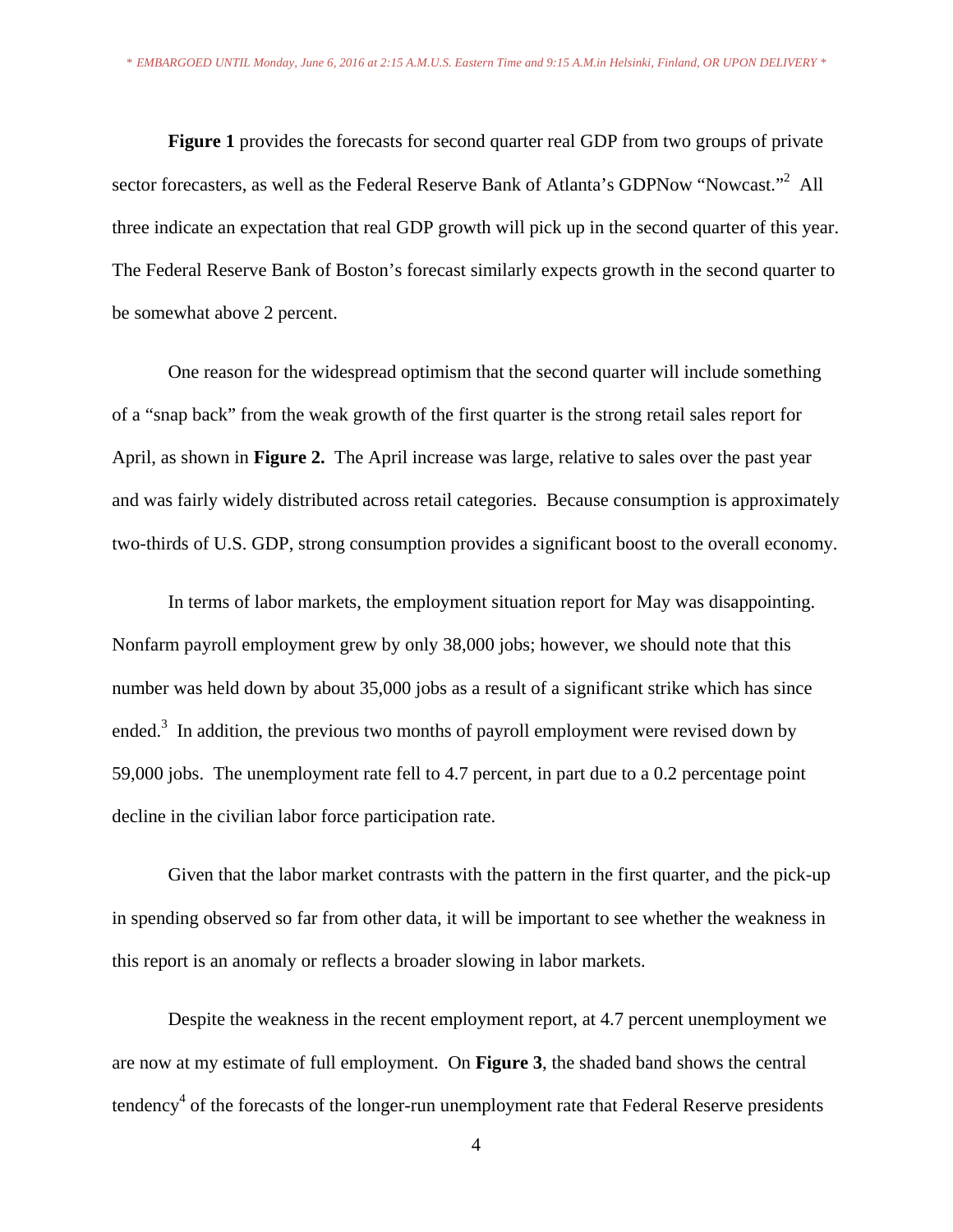**Figure 1** provides the forecasts for second quarter real GDP from two groups of private sector forecasters, as well as the Federal Reserve Bank of Atlanta's GDPNow "Nowcast."[2] All three indicate an expectation that real GDP growth will pick up in the second quarter of this year. The Federal Reserve Bank of Boston's forecast similarly expects growth in the second quarter to be somewhat above 2 percent.

One reason for the widespread optimism that the second quarter will include something of a "snap back" from the weak growth of the first quarter is the strong retail sales report for April, as shown in **Figure 2.** The April increase was large, relative to sales over the past year and was fairly widely distributed across retail categories. Because consumption is approximately two-thirds of U.S. GDP, strong consumption provides a significant boost to the overall economy.

In terms of labor markets, the employment situation report for May was disappointing. Nonfarm payroll employment grew by only 38,000 jobs; however, we should note that this number was held down by about 35,000 jobs as a result of a significant strike which has since ended.[3] In addition, the previous two months of payroll employment were revised down by 59,000 jobs. The unemployment rate fell to 4.7 percent, in part due to a 0.2 percentage point decline in the civilian labor force participation rate.

Given that the labor market contrasts with the pattern in the first quarter, and the pick-up in spending observed so far from other data, it will be important to see whether the weakness in this report is an anomaly or reflects a broader slowing in labor markets.

Despite the weakness in the recent employment report, at 4.7 percent unemployment we are now at my estimate of full employment. On **Figure 3**, the shaded band shows the central tendency[4] of the forecasts of the longer-run unemployment rate that Federal Reserve presidents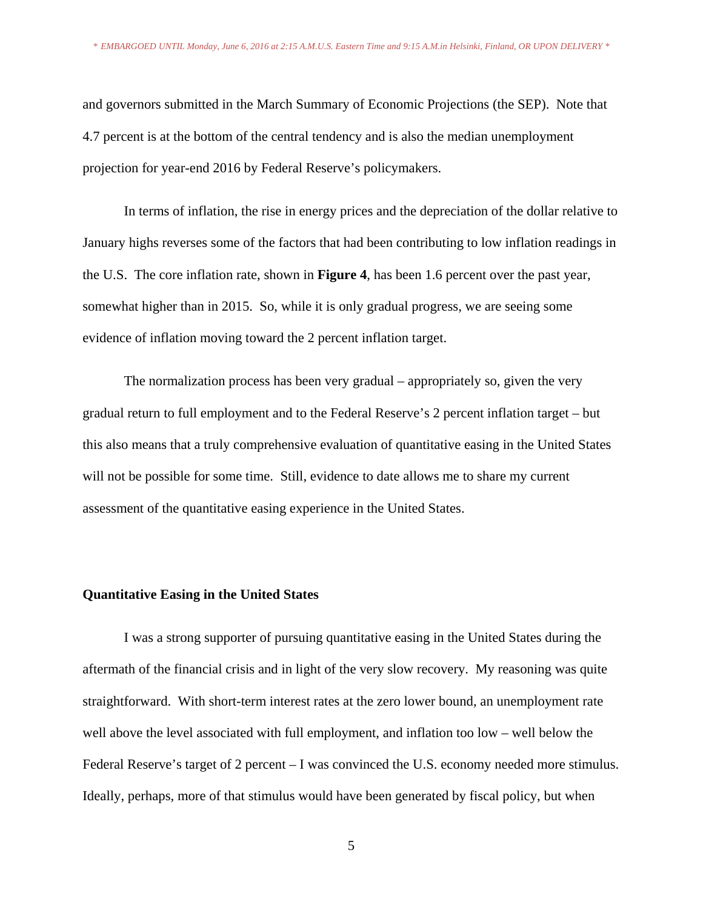and governors submitted in the March Summary of Economic Projections (the SEP). Note that 4.7 percent is at the bottom of the central tendency and is also the median unemployment projection for year-end 2016 by Federal Reserve's policymakers.

In terms of inflation, the rise in energy prices and the depreciation of the dollar relative to January highs reverses some of the factors that had been contributing to low inflation readings in the U.S. The core inflation rate, shown in **Figure 4**, has been 1.6 percent over the past year, somewhat higher than in 2015. So, while it is only gradual progress, we are seeing some evidence of inflation moving toward the 2 percent inflation target.

The normalization process has been very gradual – appropriately so, given the very gradual return to full employment and to the Federal Reserve's 2 percent inflation target – but this also means that a truly comprehensive evaluation of quantitative easing in the United States will not be possible for some time. Still, evidence to date allows me to share my current assessment of the quantitative easing experience in the United States.

## Quantitative Easing in the United States

I was a strong supporter of pursuing quantitative easing in the United States during the aftermath of the financial crisis and in light of the very slow recovery. My reasoning was quite straightforward. With short-term interest rates at the zero lower bound, an unemployment rate well above the level associated with full employment, and inflation too low – well below the Federal Reserve's target of 2 percent – I was convinced the U.S. economy needed more stimulus. Ideally, perhaps, more of that stimulus would have been generated by fiscal policy, but when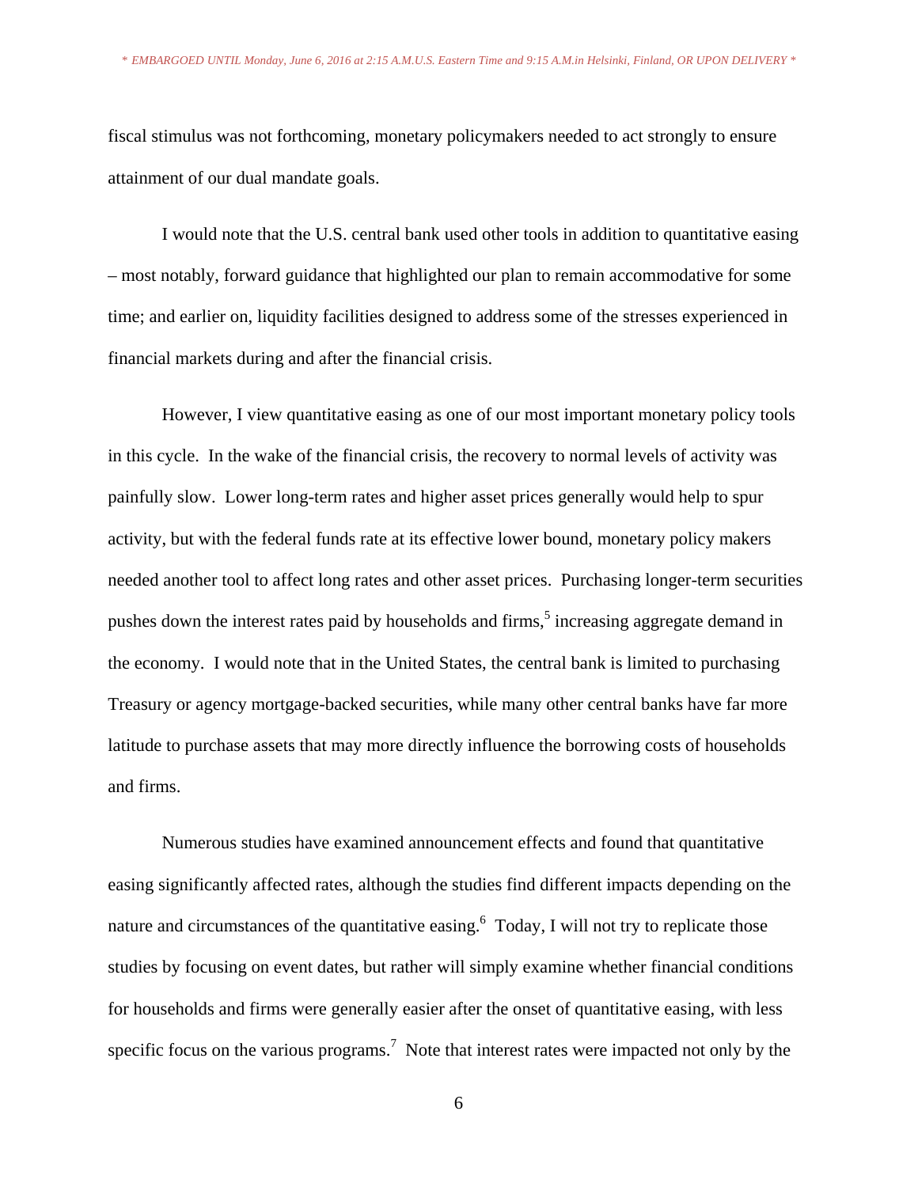fiscal stimulus was not forthcoming, monetary policymakers needed to act strongly to ensure attainment of our dual mandate goals.

I would note that the U.S. central bank used other tools in addition to quantitative easing – most notably, forward guidance that highlighted our plan to remain accommodative for some time; and earlier on, liquidity facilities designed to address some of the stresses experienced in financial markets during and after the financial crisis.

However, I view quantitative easing as one of our most important monetary policy tools in this cycle. In the wake of the financial crisis, the recovery to normal levels of activity was painfully slow. Lower long-term rates and higher asset prices generally would help to spur activity, but with the federal funds rate at its effective lower bound, monetary policy makers needed another tool to affect long rates and other asset prices. Purchasing longer-term securities pushes down the interest rates paid by households and firms,[5] increasing aggregate demand in the economy. I would note that in the United States, the central bank is limited to purchasing Treasury or agency mortgage-backed securities, while many other central banks have far more latitude to purchase assets that may more directly influence the borrowing costs of households and firms.

Numerous studies have examined announcement effects and found that quantitative easing significantly affected rates, although the studies find different impacts depending on the nature and circumstances of the quantitative easing.[6] Today, I will not try to replicate those studies by focusing on event dates, but rather will simply examine whether financial conditions for households and firms were generally easier after the onset of quantitative easing, with less specific focus on the various programs.[7] Note that interest rates were impacted not only by the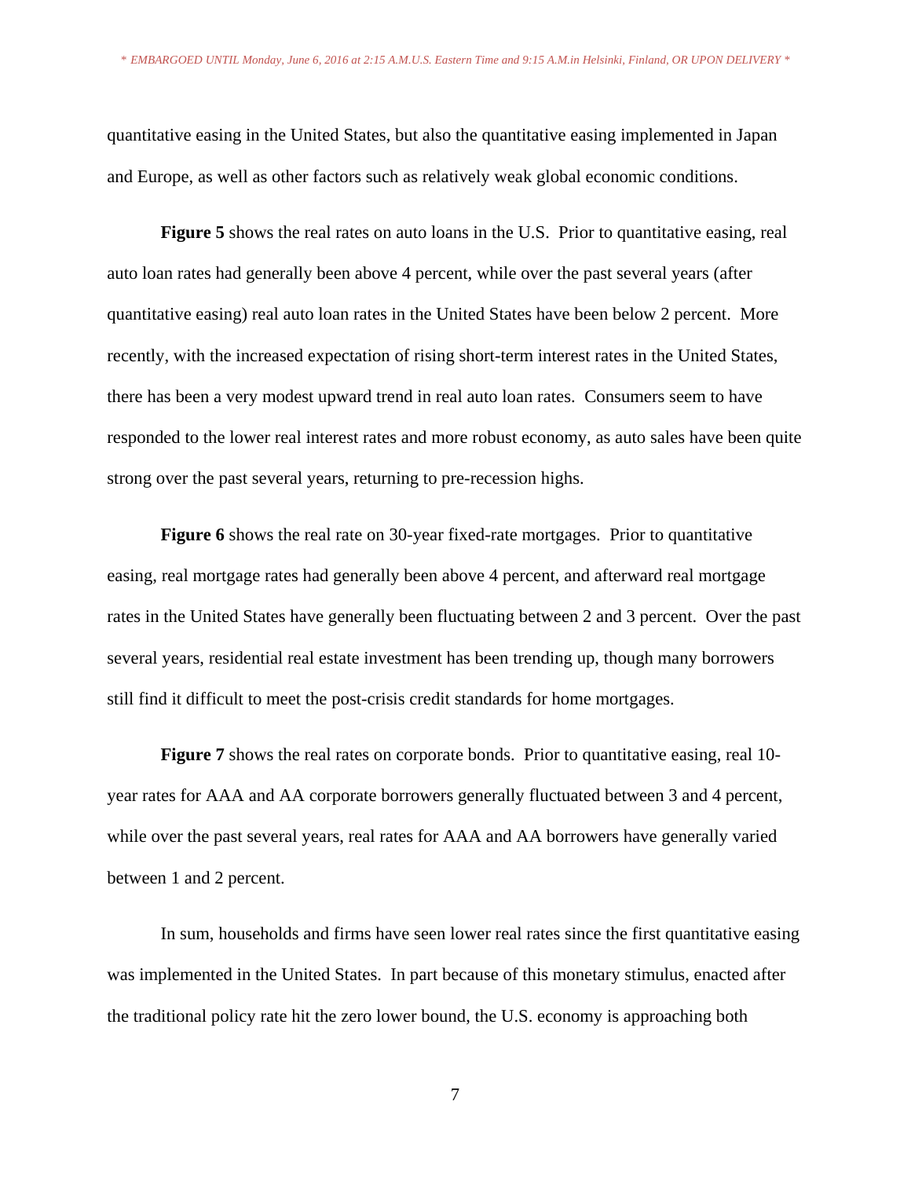quantitative easing in the United States, but also the quantitative easing implemented in Japan and Europe, as well as other factors such as relatively weak global economic conditions.

**Figure 5** shows the real rates on auto loans in the U.S. Prior to quantitative easing, real auto loan rates had generally been above 4 percent, while over the past several years (after quantitative easing) real auto loan rates in the United States have been below 2 percent. More recently, with the increased expectation of rising short-term interest rates in the United States, there has been a very modest upward trend in real auto loan rates. Consumers seem to have responded to the lower real interest rates and more robust economy, as auto sales have been quite strong over the past several years, returning to pre-recession highs.

**Figure 6** shows the real rate on 30-year fixed-rate mortgages. Prior to quantitative easing, real mortgage rates had generally been above 4 percent, and afterward real mortgage rates in the United States have generally been fluctuating between 2 and 3 percent. Over the past several years, residential real estate investment has been trending up, though many borrowers still find it difficult to meet the post-crisis credit standards for home mortgages.

**Figure 7** shows the real rates on corporate bonds. Prior to quantitative easing, real 10-year rates for AAA and AA corporate borrowers generally fluctuated between 3 and 4 percent, while over the past several years, real rates for AAA and AA borrowers have generally varied between 1 and 2 percent.

In sum, households and firms have seen lower real rates since the first quantitative easing was implemented in the United States. In part because of this monetary stimulus, enacted after the traditional policy rate hit the zero lower bound, the U.S. economy is approaching both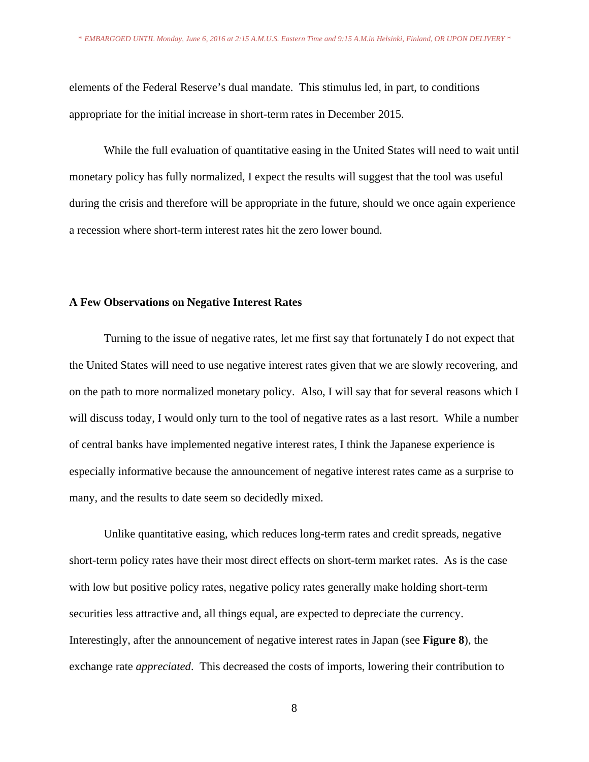elements of the Federal Reserve's dual mandate. This stimulus led, in part, to conditions appropriate for the initial increase in short-term rates in December 2015.

While the full evaluation of quantitative easing in the United States will need to wait until monetary policy has fully normalized, I expect the results will suggest that the tool was useful during the crisis and therefore will be appropriate in the future, should we once again experience a recession where short-term interest rates hit the zero lower bound.

## A Few Observations on Negative Interest Rates

Turning to the issue of negative rates, let me first say that fortunately I do not expect that the United States will need to use negative interest rates given that we are slowly recovering, and on the path to more normalized monetary policy. Also, I will say that for several reasons which I will discuss today, I would only turn to the tool of negative rates as a last resort. While a number of central banks have implemented negative interest rates, I think the Japanese experience is especially informative because the announcement of negative interest rates came as a surprise to many, and the results to date seem so decidedly mixed.

Unlike quantitative easing, which reduces long-term rates and credit spreads, negative short-term policy rates have their most direct effects on short-term market rates. As is the case with low but positive policy rates, negative policy rates generally make holding short-term securities less attractive and, all things equal, are expected to depreciate the currency. Interestingly, after the announcement of negative interest rates in Japan (see **Figure 8**), the exchange rate *appreciated*. This decreased the costs of imports, lowering their contribution to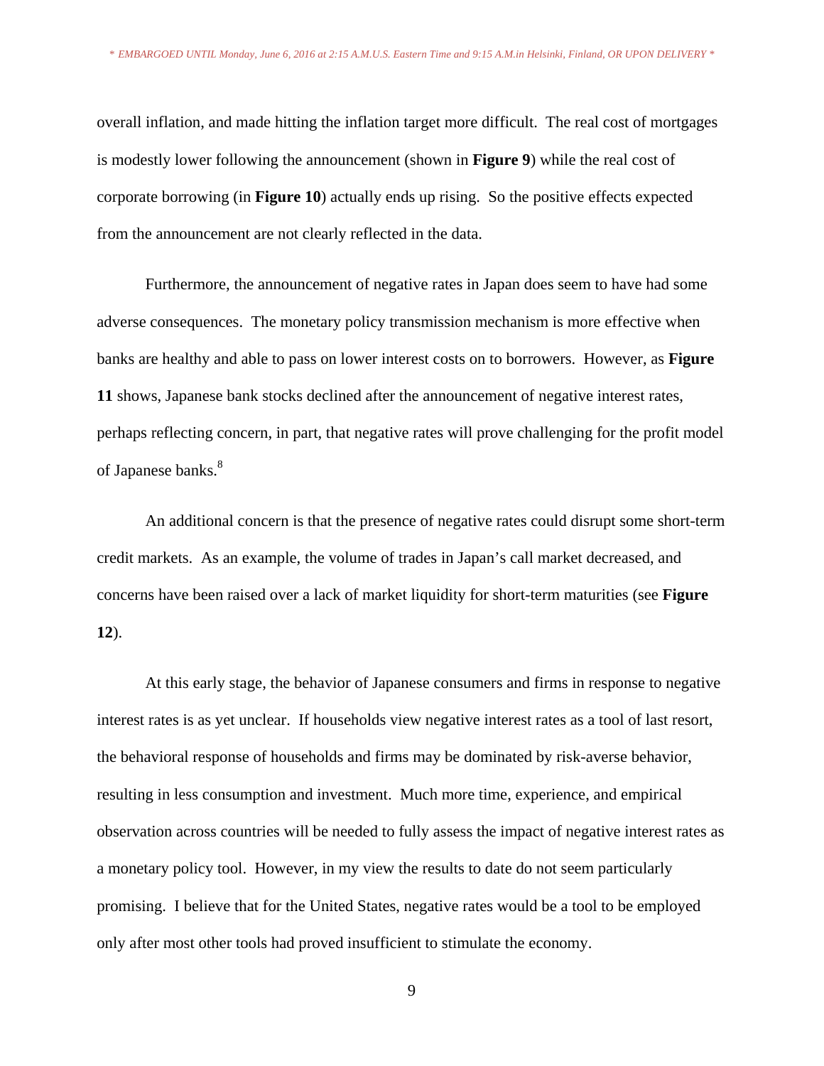overall inflation, and made hitting the inflation target more difficult. The real cost of mortgages is modestly lower following the announcement (shown in **Figure 9**) while the real cost of corporate borrowing (in **Figure 10**) actually ends up rising. So the positive effects expected from the announcement are not clearly reflected in the data.

Furthermore, the announcement of negative rates in Japan does seem to have had some adverse consequences. The monetary policy transmission mechanism is more effective when banks are healthy and able to pass on lower interest costs on to borrowers. However, as **Figure 11** shows, Japanese bank stocks declined after the announcement of negative interest rates, perhaps reflecting concern, in part, that negative rates will prove challenging for the profit model of Japanese banks.[8]

An additional concern is that the presence of negative rates could disrupt some short-term credit markets. As an example, the volume of trades in Japan's call market decreased, and concerns have been raised over a lack of market liquidity for short-term maturities (see **Figure 12**).

At this early stage, the behavior of Japanese consumers and firms in response to negative interest rates is as yet unclear. If households view negative interest rates as a tool of last resort, the behavioral response of households and firms may be dominated by risk-averse behavior, resulting in less consumption and investment. Much more time, experience, and empirical observation across countries will be needed to fully assess the impact of negative interest rates as a monetary policy tool. However, in my view the results to date do not seem particularly promising. I believe that for the United States, negative rates would be a tool to be employed only after most other tools had proved insufficient to stimulate the economy.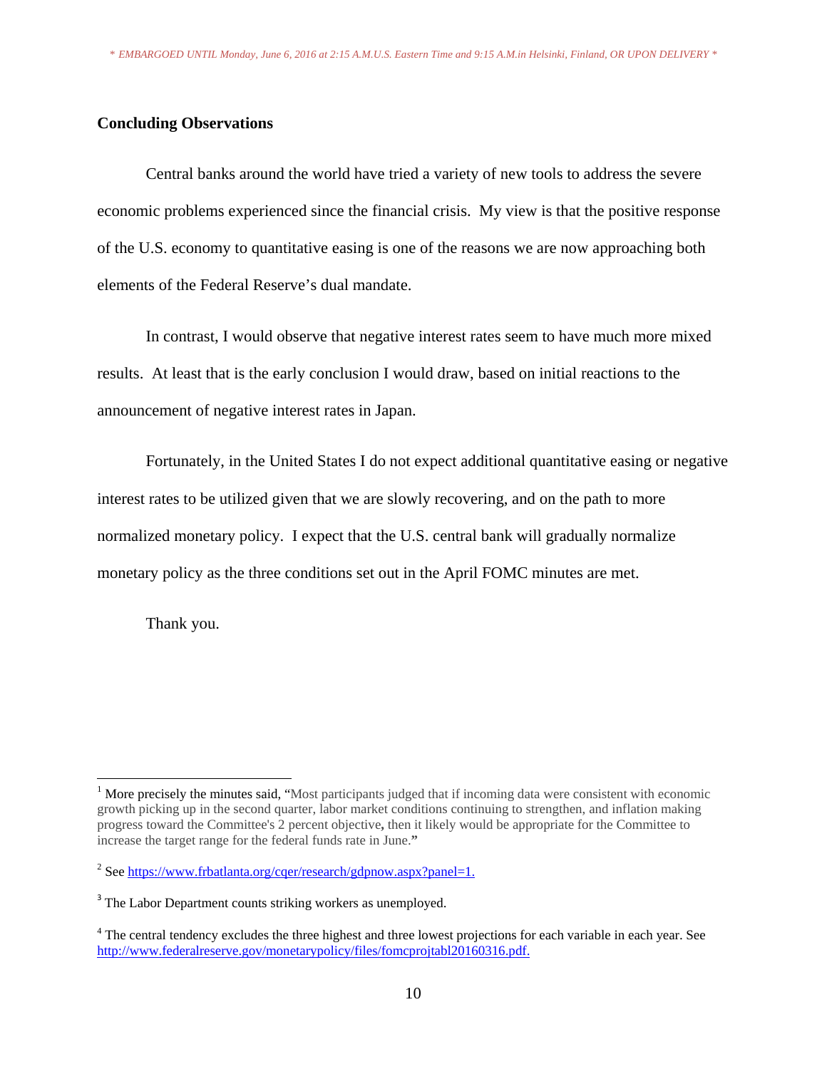## Concluding Observations

Central banks around the world have tried a variety of new tools to address the severe economic problems experienced since the financial crisis. My view is that the positive response of the U.S. economy to quantitative easing is one of the reasons we are now approaching both elements of the Federal Reserve's dual mandate.

In contrast, I would observe that negative interest rates seem to have much more mixed results. At least that is the early conclusion I would draw, based on initial reactions to the announcement of negative interest rates in Japan.

Fortunately, in the United States I do not expect additional quantitative easing or negative interest rates to be utilized given that we are slowly recovering, and on the path to more normalized monetary policy. I expect that the U.S. central bank will gradually normalize monetary policy as the three conditions set out in the April FOMC minutes are met.

Thank you.

---

[1] More precisely the minutes said, "Most participants judged that if incoming data were consistent with economic growth picking up in the second quarter, labor market conditions continuing to strengthen, and inflation making progress toward the Committee's 2 percent objective**,** then it likely would be appropriate for the Committee to increase the target range for the federal funds rate in June."

[2] See https://www.frbatlanta.org/cqer/research/gdpnow.aspx?panel=1.

[3] The Labor Department counts striking workers as unemployed.

[4] The central tendency excludes the three highest and three lowest projections for each variable in each year. See http://www.federalreserve.gov/monetarypolicy/files/fomcprojtabl20160316.pdf.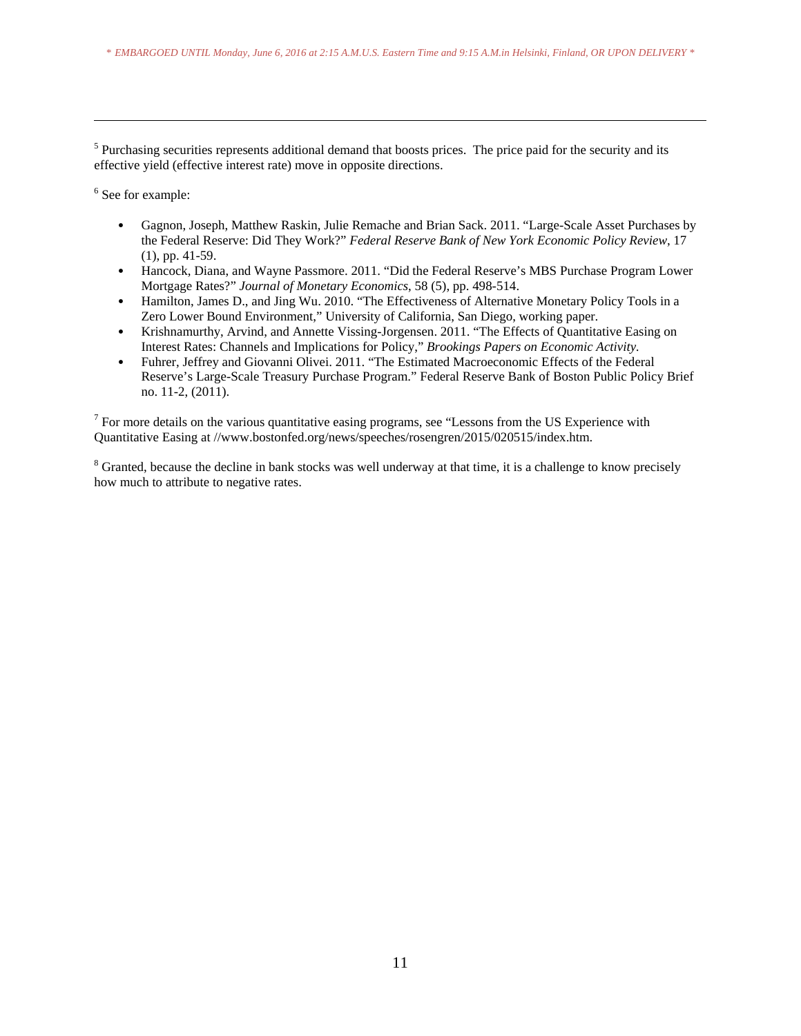[5] Purchasing securities represents additional demand that boosts prices. The price paid for the security and its effective yield (effective interest rate) move in opposite directions.

[6] See for example:

- Gagnon, Joseph, Matthew Raskin, Julie Remache and Brian Sack. 2011. "Large-Scale Asset Purchases by the Federal Reserve: Did They Work?" *Federal Reserve Bank of New York Economic Policy Review*, 17 (1), pp. 41-59.
- Hancock, Diana, and Wayne Passmore. 2011. "Did the Federal Reserve's MBS Purchase Program Lower Mortgage Rates?" *Journal of Monetary Economics*, 58 (5), pp. 498-514.
- Hamilton, James D., and Jing Wu. 2010. "The Effectiveness of Alternative Monetary Policy Tools in a Zero Lower Bound Environment," University of California, San Diego, working paper.
- Krishnamurthy, Arvind, and Annette Vissing-Jorgensen. 2011. "The Effects of Quantitative Easing on Interest Rates: Channels and Implications for Policy," *Brookings Papers on Economic Activity.*
- Fuhrer, Jeffrey and Giovanni Olivei. 2011. "The Estimated Macroeconomic Effects of the Federal Reserve's Large-Scale Treasury Purchase Program." Federal Reserve Bank of Boston Public Policy Brief no. 11-2, (2011).

[7] For more details on the various quantitative easing programs, see "Lessons from the US Experience with Quantitative Easing at //www.bostonfed.org/news/speeches/rosengren/2015/020515/index.htm.

[8] Granted, because the decline in bank stocks was well underway at that time, it is a challenge to know precisely how much to attribute to negative rates.